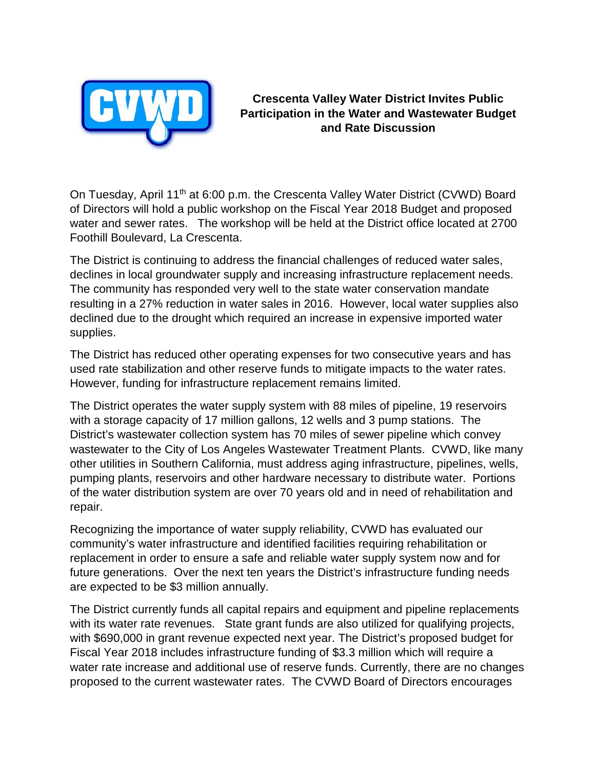# Crescenta Valley Water District Invites Public Participation in the Water and Wastewater Budget and Rate Discussion

On Tuesday, April 11th at 6:00 p.m. the Crescenta Valley Water District (CVWD) Board of Directors will hold a public workshop on the Fiscal Year 2018 Budget and proposed water and sewer rates. The workshop will be held at the District office located at 2700 Foothill Boulevard, La Crescenta.

The District is continuing to address the financial challenges of reduced water sales, declines in local groundwater supply and increasing infrastructure replacement needs. The community has responded very well to the state water conservation mandate resulting in a 27% reduction in water sales in 2016. However, local water supplies also declined due to the drought which required an increase in expensive imported water supplies.

The District has reduced other operating expenses for two consecutive years and has used rate stabilization and other reserve funds to mitigate impacts to the water rates. However, funding for infrastructure replacement remains limited.

The District operates the water supply system with 88 miles of pipeline, 19 reservoirs with a storage capacity of 17 million gallons, 12 wells and 3 pump stations. The District's wastewater collection system has 70 miles of sewer pipeline which convey wastewater to the City of Los Angeles Wastewater Treatment Plants. CVWD, like many other utilities in Southern California, must address aging infrastructure, pipelines, wells, pumping plants, reservoirs and other hardware necessary to distribute water. Portions of the water distribution system are over 70 years old and in need of rehabilitation and repair.

Recognizing the importance of water supply reliability, CVWD has evaluated our community's water infrastructure and identified facilities requiring rehabilitation or replacement in order to ensure a safe and reliable water supply system now and for future generations. Over the next ten years the District's infrastructure funding needs are expected to be $3 million annually.

The District currently funds all capital repairs and equipment and pipeline replacements with its water rate revenues. State grant funds are also utilized for qualifying projects, with $690,000 in grant revenue expected next year. The District's proposed budget for Fiscal Year 2018 includes infrastructure funding of $3.3 million which will require a water rate increase and additional use of reserve funds. Currently, there are no changes proposed to the current wastewater rates. The CVWD Board of Directors encourages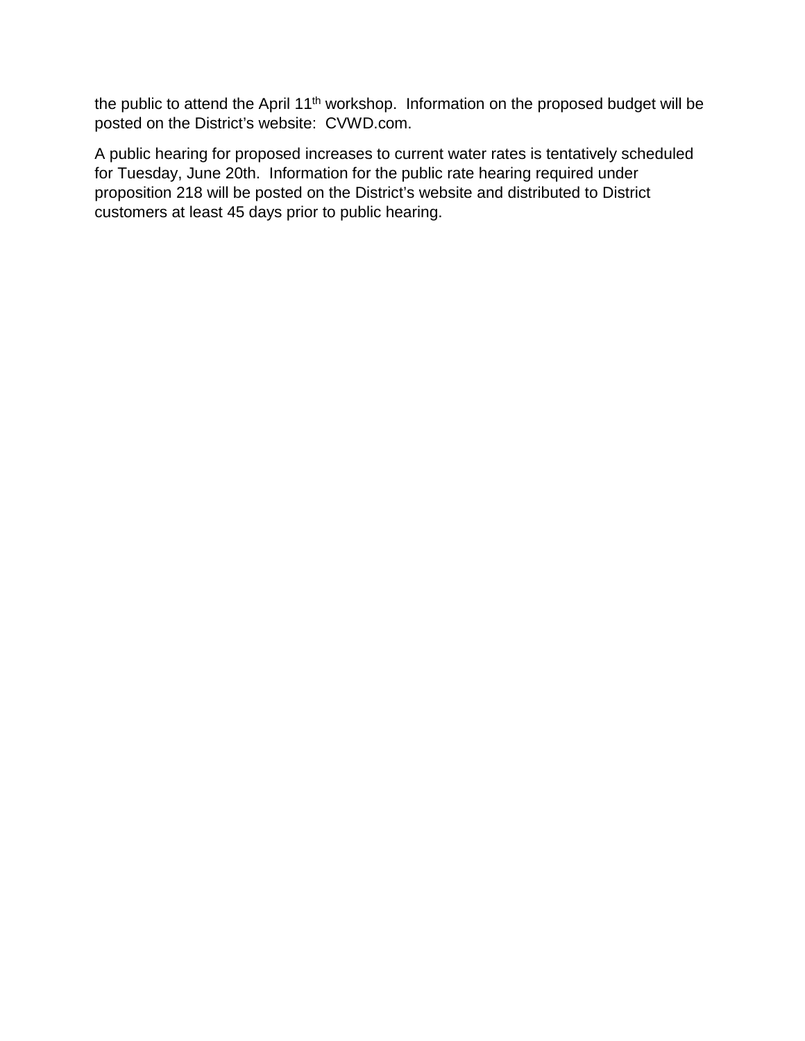the public to attend the April 11th workshop. Information on the proposed budget will be posted on the District's website: CVWD.com.

A public hearing for proposed increases to current water rates is tentatively scheduled for Tuesday, June 20th. Information for the public rate hearing required under proposition 218 will be posted on the District's website and distributed to District customers at least 45 days prior to public hearing.